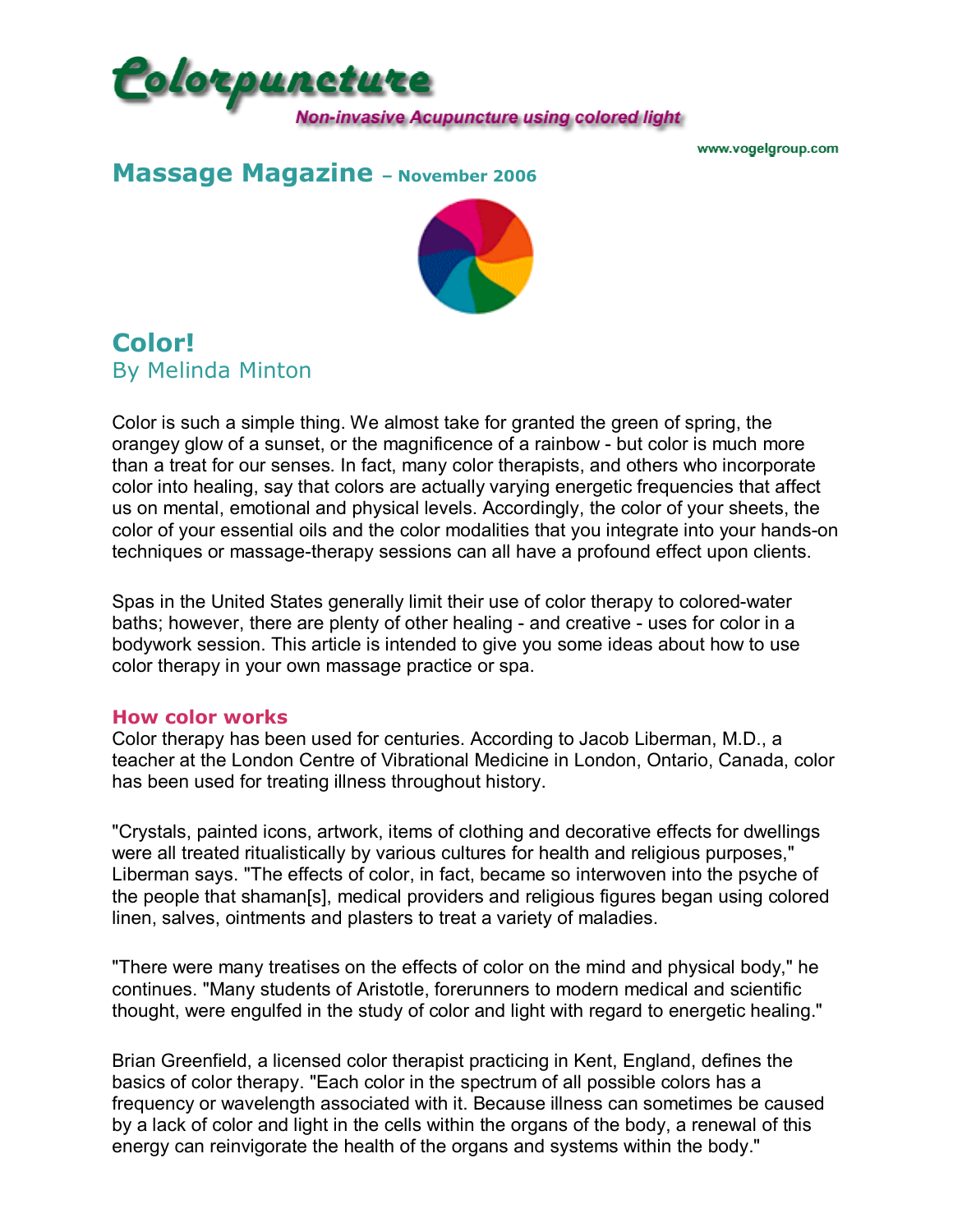# Colorpuncture

**Non-invasive Acupuncture using colored light**

www.vogelgroup.com

## Massage Magazine – November 2006

## Color!

By Melinda Minton

Color is such a simple thing. We almost take for granted the green of spring, the orangey glow of a sunset, or the magnificence of a rainbow - but color is much more than a treat for our senses. In fact, many color therapists, and others who incorporate color into healing, say that colors are actually varying energetic frequencies that affect us on mental, emotional and physical levels. Accordingly, the color of your sheets, the color of your essential oils and the color modalities that you integrate into your hands-on techniques or massage-therapy sessions can all have a profound effect upon clients.

Spas in the United States generally limit their use of color therapy to colored-water baths; however, there are plenty of other healing - and creative - uses for color in a bodywork session. This article is intended to give you some ideas about how to use color therapy in your own massage practice or spa.

### How color works

Color therapy has been used for centuries. According to Jacob Liberman, M.D., a teacher at the London Centre of Vibrational Medicine in London, Ontario, Canada, color has been used for treating illness throughout history.

"Crystals, painted icons, artwork, items of clothing and decorative effects for dwellings were all treated ritualistically by various cultures for health and religious purposes," Liberman says. "The effects of color, in fact, became so interwoven into the psyche of the people that shaman[s], medical providers and religious figures began using colored linen, salves, ointments and plasters to treat a variety of maladies.

"There were many treatises on the effects of color on the mind and physical body," he continues. "Many students of Aristotle, forerunners to modern medical and scientific thought, were engulfed in the study of color and light with regard to energetic healing."

Brian Greenfield, a licensed color therapist practicing in Kent, England, defines the basics of color therapy. "Each color in the spectrum of all possible colors has a frequency or wavelength associated with it. Because illness can sometimes be caused by a lack of color and light in the cells within the organs of the body, a renewal of this energy can reinvigorate the health of the organs and systems within the body."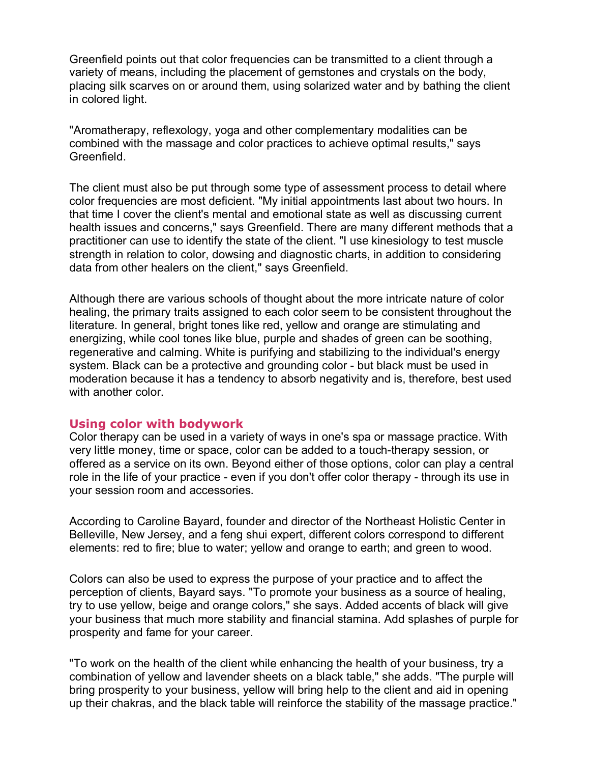Greenfield points out that color frequencies can be transmitted to a client through a variety of means, including the placement of gemstones and crystals on the body, placing silk scarves on or around them, using solarized water and by bathing the client in colored light.

"Aromatherapy, reflexology, yoga and other complementary modalities can be combined with the massage and color practices to achieve optimal results," says Greenfield.

The client must also be put through some type of assessment process to detail where color frequencies are most deficient. "My initial appointments last about two hours. In that time I cover the client's mental and emotional state as well as discussing current health issues and concerns," says Greenfield. There are many different methods that a practitioner can use to identify the state of the client. "I use kinesiology to test muscle strength in relation to color, dowsing and diagnostic charts, in addition to considering data from other healers on the client," says Greenfield.

Although there are various schools of thought about the more intricate nature of color healing, the primary traits assigned to each color seem to be consistent throughout the literature. In general, bright tones like red, yellow and orange are stimulating and energizing, while cool tones like blue, purple and shades of green can be soothing, regenerative and calming. White is purifying and stabilizing to the individual's energy system. Black can be a protective and grounding color - but black must be used in moderation because it has a tendency to absorb negativity and is, therefore, best used with another color.

## Using color with bodywork

Color therapy can be used in a variety of ways in one's spa or massage practice. With very little money, time or space, color can be added to a touch-therapy session, or offered as a service on its own. Beyond either of those options, color can play a central role in the life of your practice - even if you don't offer color therapy - through its use in your session room and accessories.

According to Caroline Bayard, founder and director of the Northeast Holistic Center in Belleville, New Jersey, and a feng shui expert, different colors correspond to different elements: red to fire; blue to water; yellow and orange to earth; and green to wood.

Colors can also be used to express the purpose of your practice and to affect the perception of clients, Bayard says. "To promote your business as a source of healing, try to use yellow, beige and orange colors," she says. Added accents of black will give your business that much more stability and financial stamina. Add splashes of purple for prosperity and fame for your career.

"To work on the health of the client while enhancing the health of your business, try a combination of yellow and lavender sheets on a black table," she adds. "The purple will bring prosperity to your business, yellow will bring help to the client and aid in opening up their chakras, and the black table will reinforce the stability of the massage practice."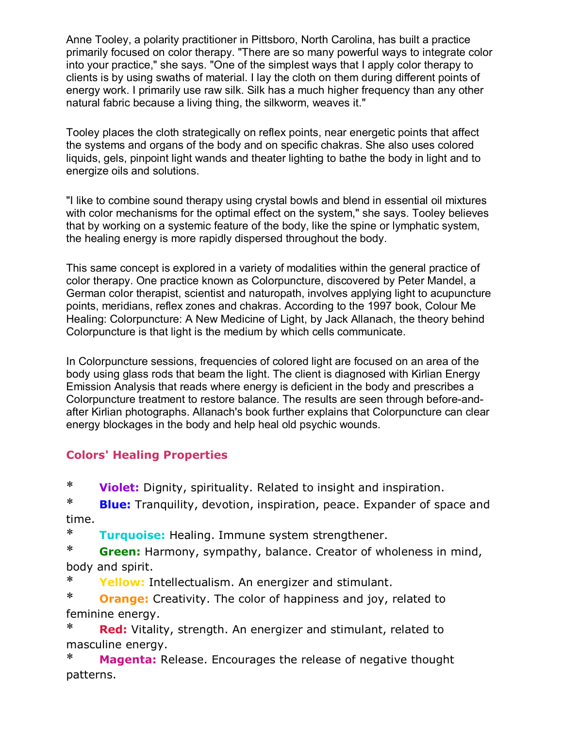Anne Tooley, a polarity practitioner in Pittsboro, North Carolina, has built a practice primarily focused on color therapy. "There are so many powerful ways to integrate color into your practice," she says. "One of the simplest ways that I apply color therapy to clients is by using swaths of material. I lay the cloth on them during different points of energy work. I primarily use raw silk. Silk has a much higher frequency than any other natural fabric because a living thing, the silkworm, weaves it."

Tooley places the cloth strategically on reflex points, near energetic points that affect the systems and organs of the body and on specific chakras. She also uses colored liquids, gels, pinpoint light wands and theater lighting to bathe the body in light and to energize oils and solutions.

"I like to combine sound therapy using crystal bowls and blend in essential oil mixtures with color mechanisms for the optimal effect on the system," she says. Tooley believes that by working on a systemic feature of the body, like the spine or lymphatic system, the healing energy is more rapidly dispersed throughout the body.

This same concept is explored in a variety of modalities within the general practice of color therapy. One practice known as Colorpuncture, discovered by Peter Mandel, a German color therapist, scientist and naturopath, involves applying light to acupuncture points, meridians, reflex zones and chakras. According to the 1997 book, Colour Me Healing: Colorpuncture: A New Medicine of Light, by Jack Allanach, the theory behind Colorpuncture is that light is the medium by which cells communicate.

In Colorpuncture sessions, frequencies of colored light are focused on an area of the body using glass rods that beam the light. The client is diagnosed with Kirlian Energy Emission Analysis that reads where energy is deficient in the body and prescribes a Colorpuncture treatment to restore balance. The results are seen through before-and-after Kirlian photographs. Allanach's book further explains that Colorpuncture can clear energy blockages in the body and help heal old psychic wounds.

## Colors' Healing Properties

* **Violet:** Dignity, spirituality. Related to insight and inspiration.
* **Blue:** Tranquility, devotion, inspiration, peace. Expander of space and time.
* **Turquoise:** Healing. Immune system strengthener.
* **Green:** Harmony, sympathy, balance. Creator of wholeness in mind, body and spirit.
* **Yellow:** Intellectualism. An energizer and stimulant.
* **Orange:** Creativity. The color of happiness and joy, related to feminine energy.
* **Red:** Vitality, strength. An energizer and stimulant, related to masculine energy.
* **Magenta:** Release. Encourages the release of negative thought patterns.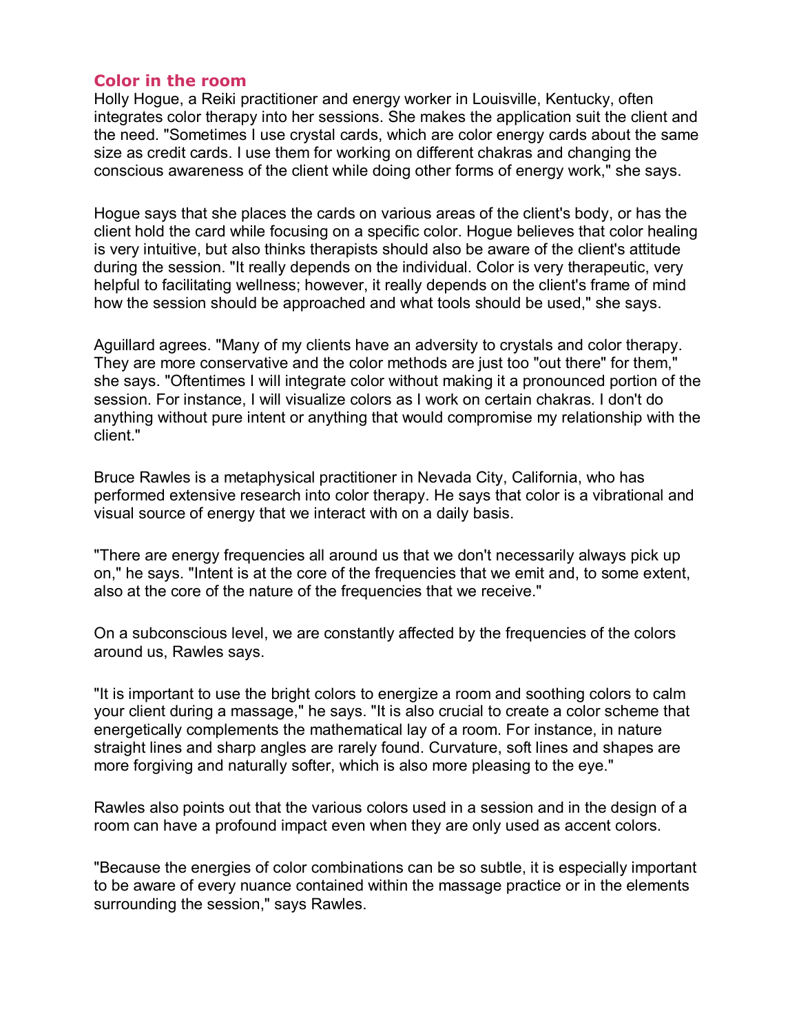## Color in the room

Holly Hogue, a Reiki practitioner and energy worker in Louisville, Kentucky, often integrates color therapy into her sessions. She makes the application suit the client and the need. "Sometimes I use crystal cards, which are color energy cards about the same size as credit cards. I use them for working on different chakras and changing the conscious awareness of the client while doing other forms of energy work," she says.

Hogue says that she places the cards on various areas of the client's body, or has the client hold the card while focusing on a specific color. Hogue believes that color healing is very intuitive, but also thinks therapists should also be aware of the client's attitude during the session. "It really depends on the individual. Color is very therapeutic, very helpful to facilitating wellness; however, it really depends on the client's frame of mind how the session should be approached and what tools should be used," she says.

Aguillard agrees. "Many of my clients have an adversity to crystals and color therapy. They are more conservative and the color methods are just too "out there" for them," she says. "Oftentimes I will integrate color without making it a pronounced portion of the session. For instance, I will visualize colors as I work on certain chakras. I don't do anything without pure intent or anything that would compromise my relationship with the client."

Bruce Rawles is a metaphysical practitioner in Nevada City, California, who has performed extensive research into color therapy. He says that color is a vibrational and visual source of energy that we interact with on a daily basis.

"There are energy frequencies all around us that we don't necessarily always pick up on," he says. "Intent is at the core of the frequencies that we emit and, to some extent, also at the core of the nature of the frequencies that we receive."

On a subconscious level, we are constantly affected by the frequencies of the colors around us, Rawles says.

"It is important to use the bright colors to energize a room and soothing colors to calm your client during a massage," he says. "It is also crucial to create a color scheme that energetically complements the mathematical lay of a room. For instance, in nature straight lines and sharp angles are rarely found. Curvature, soft lines and shapes are more forgiving and naturally softer, which is also more pleasing to the eye."

Rawles also points out that the various colors used in a session and in the design of a room can have a profound impact even when they are only used as accent colors.

"Because the energies of color combinations can be so subtle, it is especially important to be aware of every nuance contained within the massage practice or in the elements surrounding the session," says Rawles.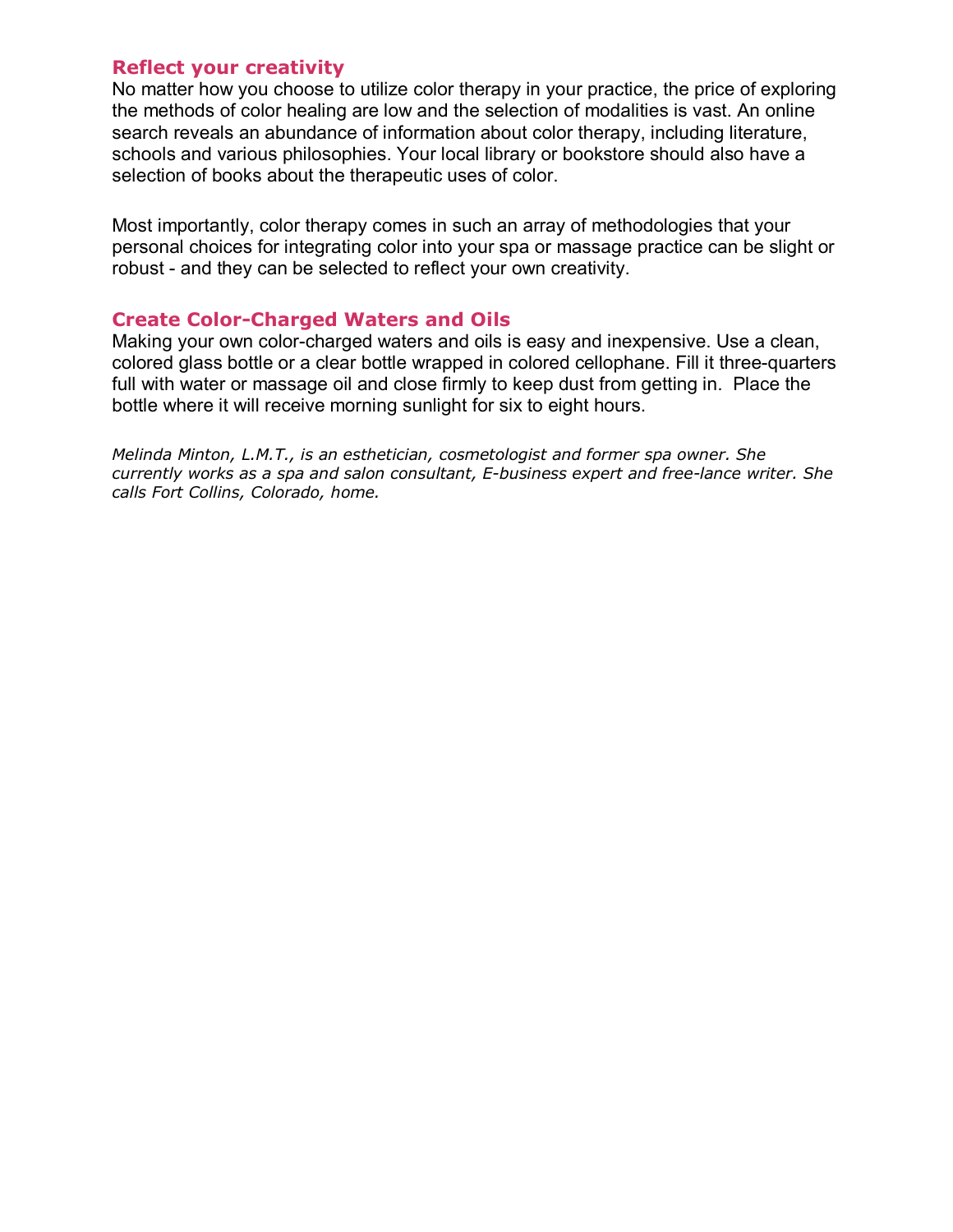## Reflect your creativity

No matter how you choose to utilize color therapy in your practice, the price of exploring the methods of color healing are low and the selection of modalities is vast. An online search reveals an abundance of information about color therapy, including literature, schools and various philosophies. Your local library or bookstore should also have a selection of books about the therapeutic uses of color.

Most importantly, color therapy comes in such an array of methodologies that your personal choices for integrating color into your spa or massage practice can be slight or robust - and they can be selected to reflect your own creativity.

## Create Color-Charged Waters and Oils

Making your own color-charged waters and oils is easy and inexpensive. Use a clean, colored glass bottle or a clear bottle wrapped in colored cellophane. Fill it three-quarters full with water or massage oil and close firmly to keep dust from getting in. Place the bottle where it will receive morning sunlight for six to eight hours.

*Melinda Minton, L.M.T., is an esthetician, cosmetologist and former spa owner. She currently works as a spa and salon consultant, E-business expert and free-lance writer. She calls Fort Collins, Colorado, home.*